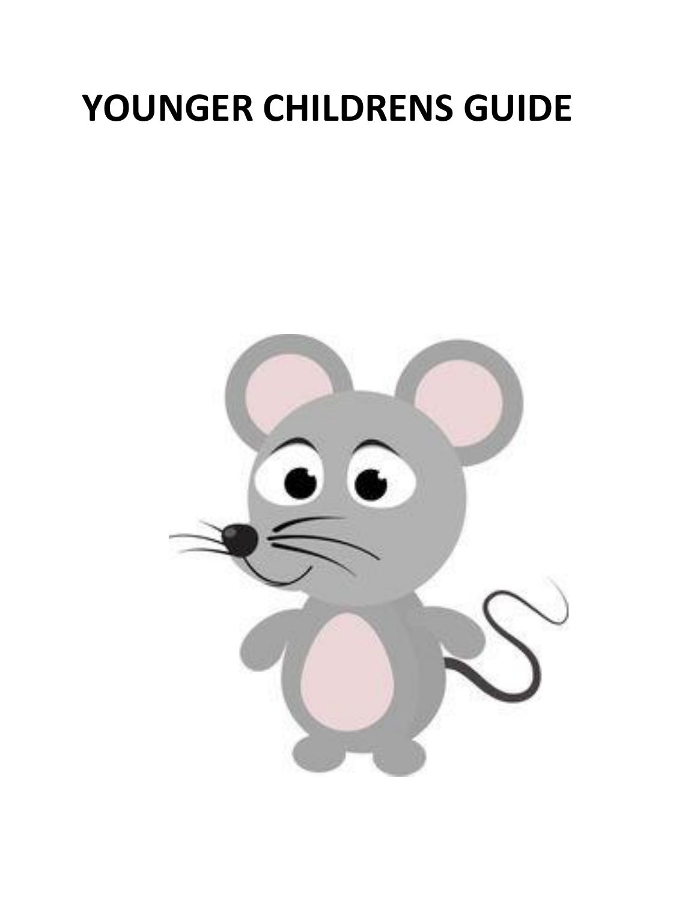# YOUNGER CHILDRENS GUIDE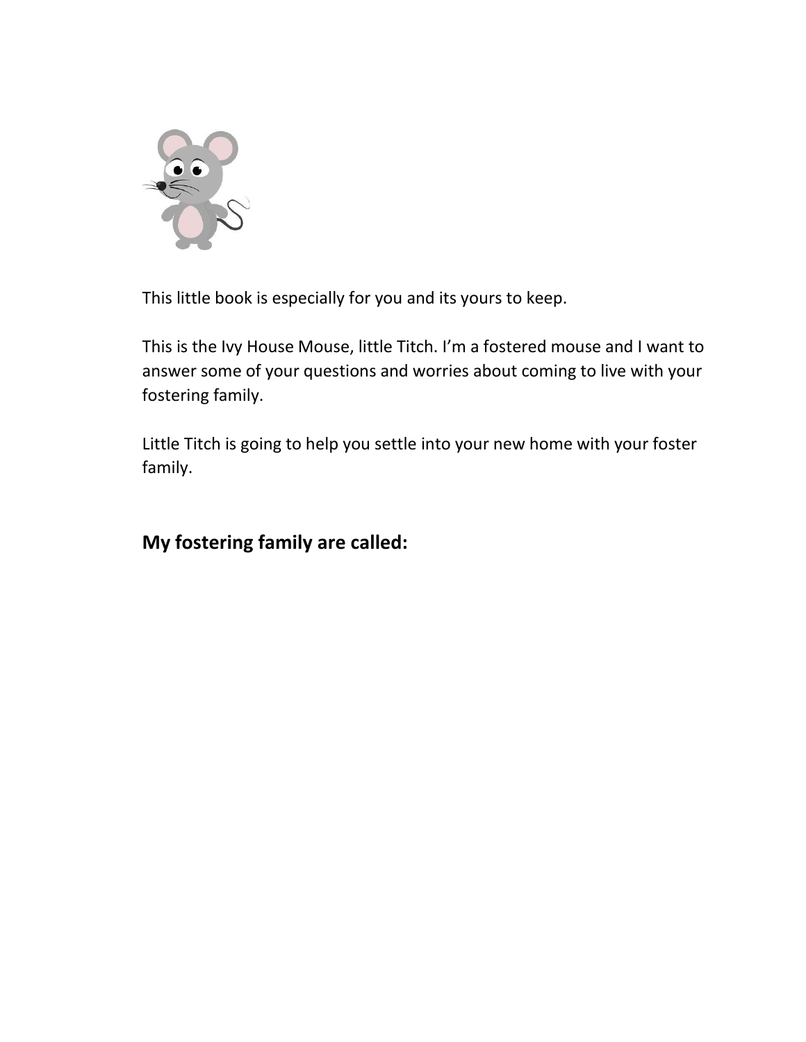This little book is especially for you and its yours to keep.

This is the Ivy House Mouse, little Titch. I'm a fostered mouse and I want to answer some of your questions and worries about coming to live with your fostering family.

Little Titch is going to help you settle into your new home with your foster family.

**My fostering family are called:**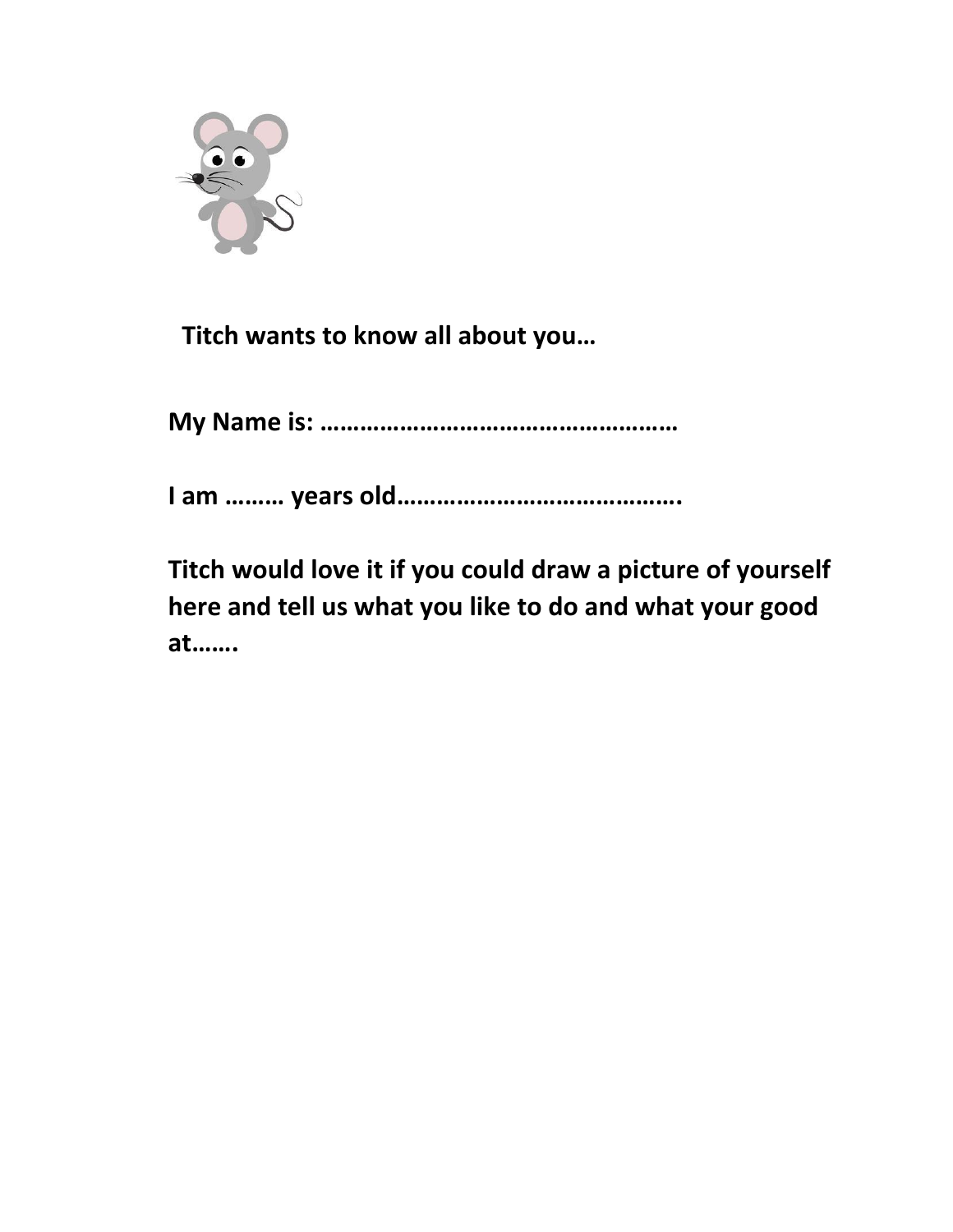**Titch wants to know all about you…**

**My Name is: ……………………………………………**

**I am ……… years old…………………………………..**

**Titch would love it if you could draw a picture of yourself here and tell us what you like to do and what your good at…….**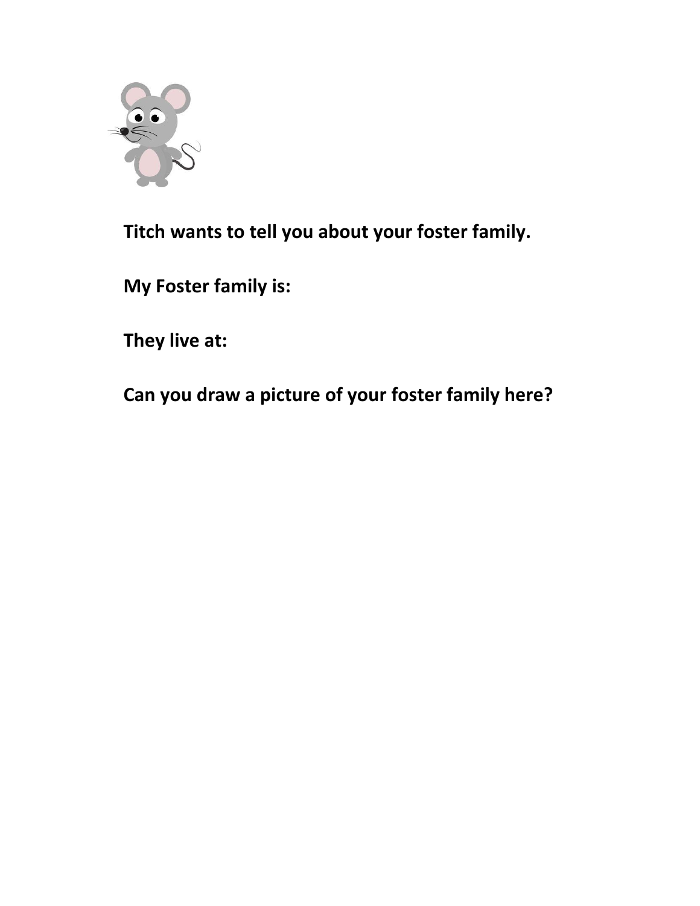**Titch wants to tell you about your foster family.**

**My Foster family is:**

**They live at:**

**Can you draw a picture of your foster family here?**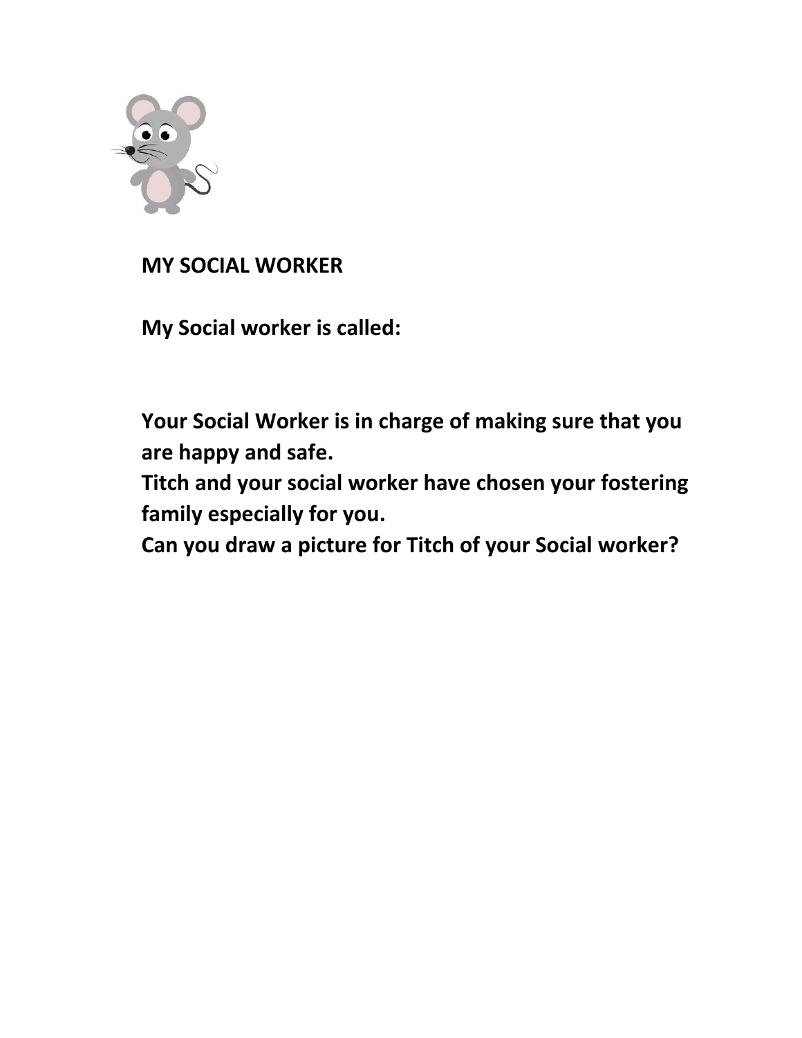# MY SOCIAL WORKER

**My Social worker is called:**

**Your Social Worker is in charge of making sure that you are happy and safe.**
**Titch and your social worker have chosen your fostering family especially for you.**
**Can you draw a picture for Titch of your Social worker?**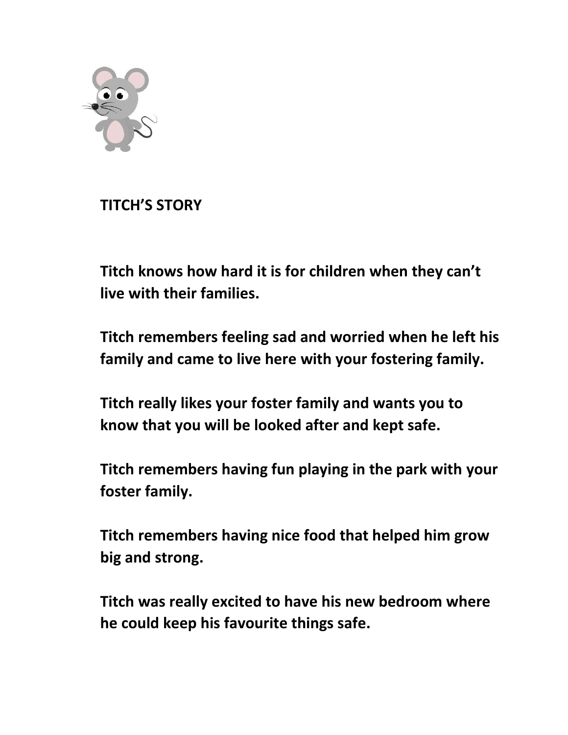**TITCH'S STORY**

**Titch knows how hard it is for children when they can't live with their families.**

**Titch remembers feeling sad and worried when he left his family and came to live here with your fostering family.**

**Titch really likes your foster family and wants you to know that you will be looked after and kept safe.**

**Titch remembers having fun playing in the park with your foster family.**

**Titch remembers having nice food that helped him grow big and strong.**

**Titch was really excited to have his new bedroom where he could keep his favourite things safe.**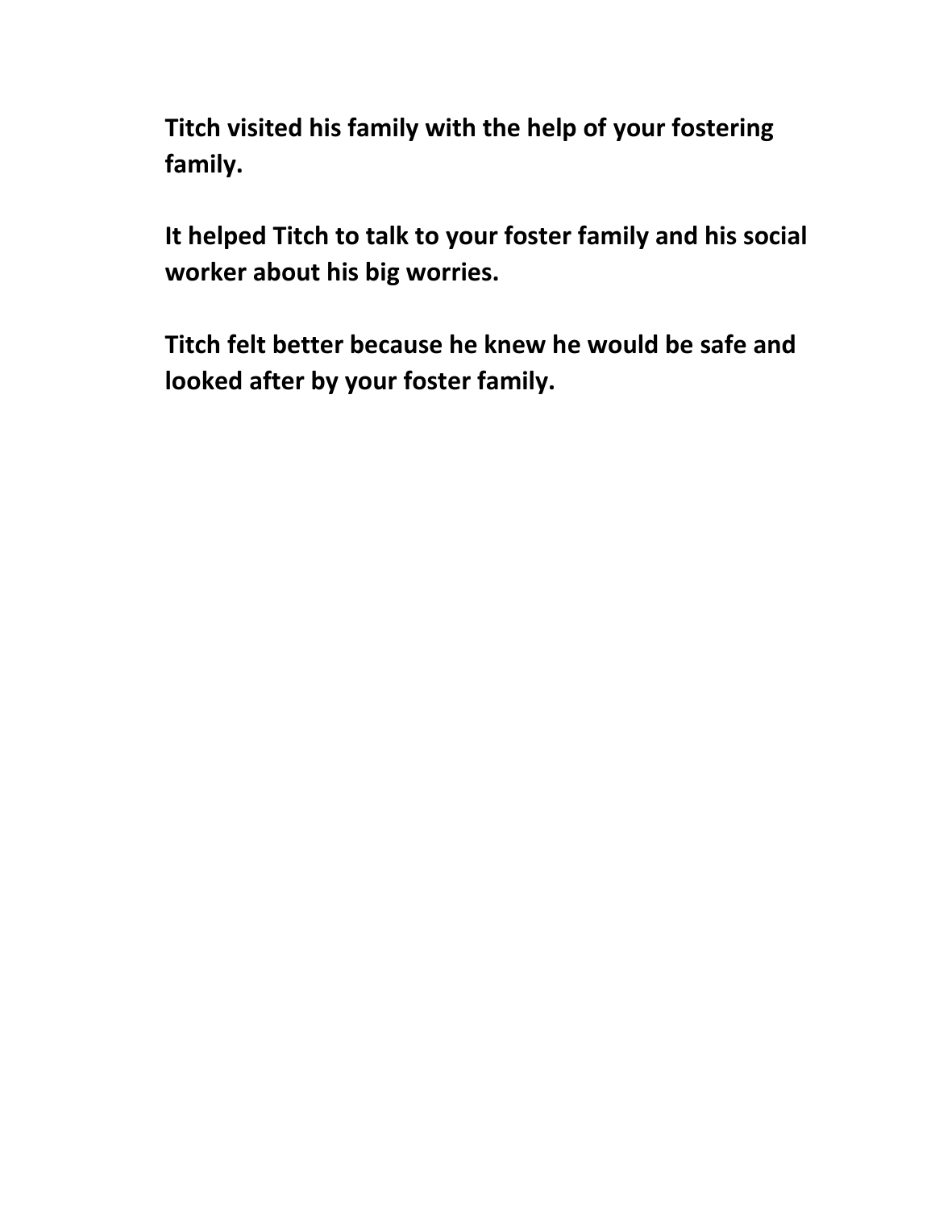**Titch visited his family with the help of your fostering family.**

**It helped Titch to talk to your foster family and his social worker about his big worries.**

**Titch felt better because he knew he would be safe and looked after by your foster family.**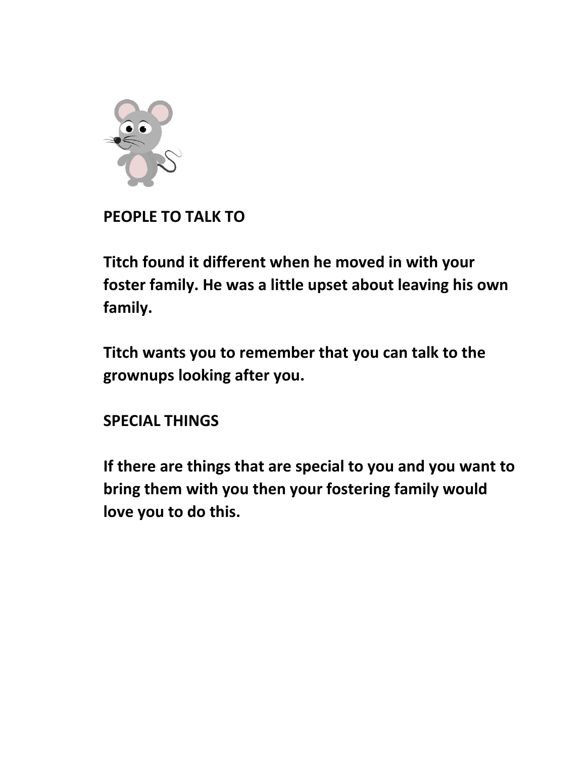## PEOPLE TO TALK TO

**Titch found it different when he moved in with your foster family. He was a little upset about leaving his own family.**

**Titch wants you to remember that you can talk to the grownups looking after you.**

## SPECIAL THINGS

**If there are things that are special to you and you want to bring them with you then your fostering family would love you to do this.**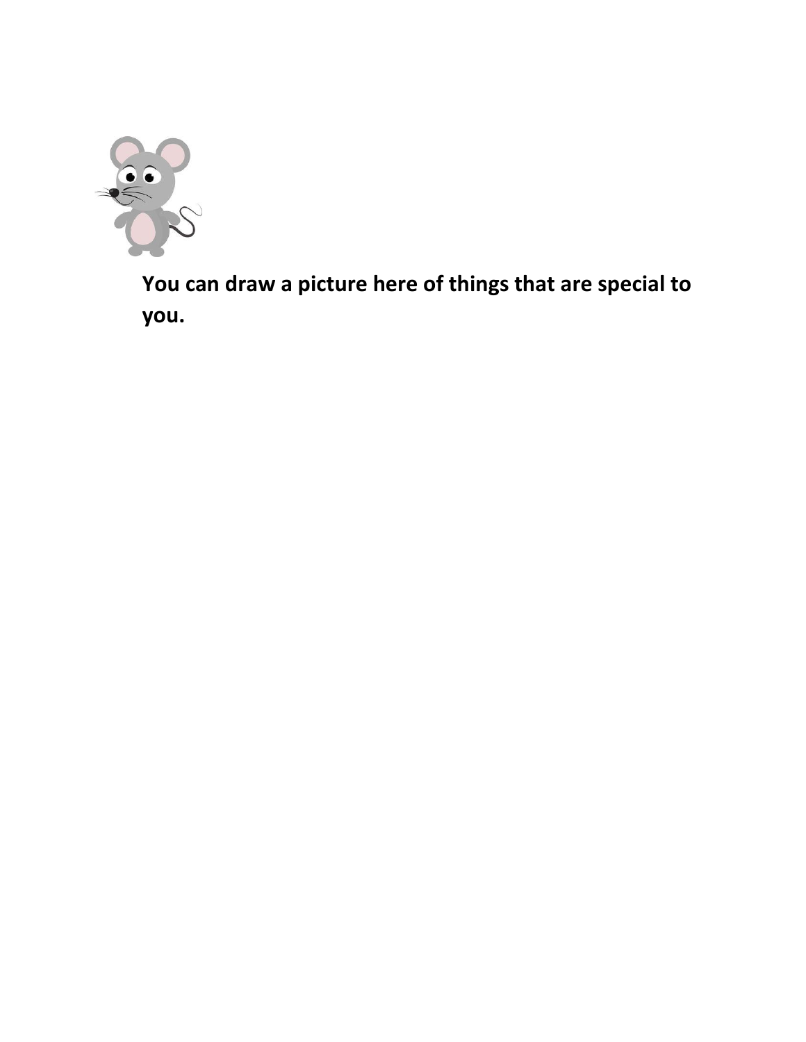**You can draw a picture here of things that are special to you.**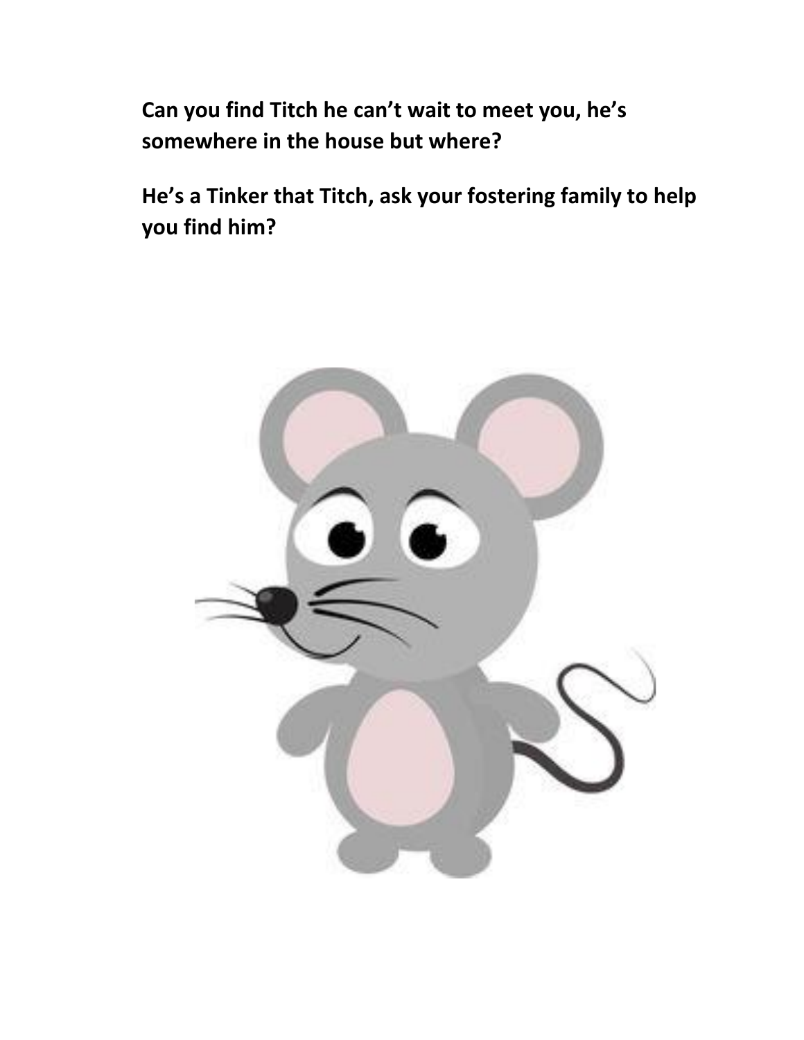**Can you find Titch he can't wait to meet you, he's somewhere in the house but where?**

**He's a Tinker that Titch, ask your fostering family to help you find him?**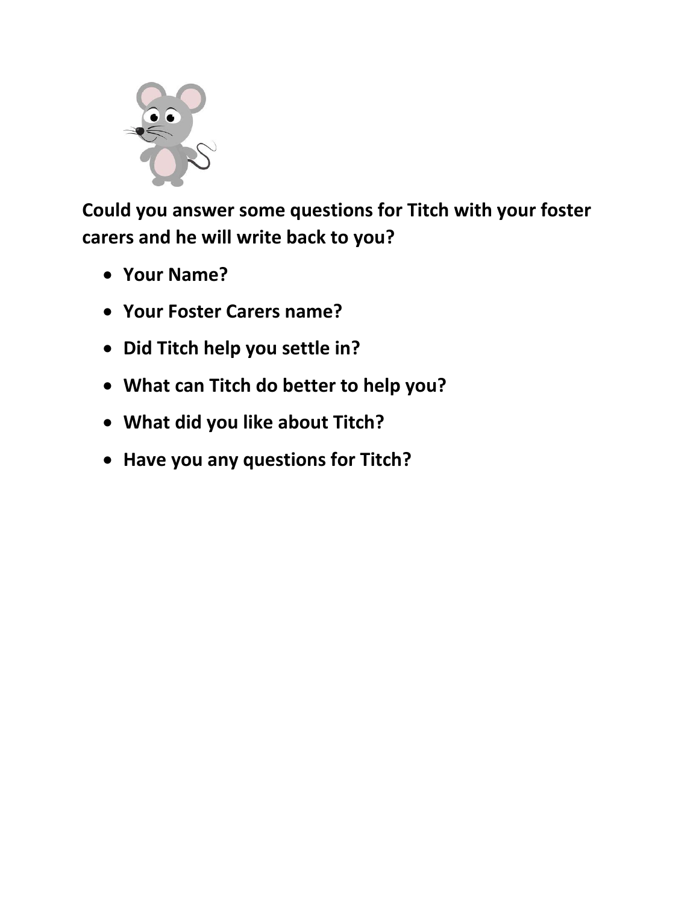**Could you answer some questions for Titch with your foster carers and he will write back to you?**

- **Your Name?**
- **Your Foster Carers name?**
- **Did Titch help you settle in?**
- **What can Titch do better to help you?**
- **What did you like about Titch?**
- **Have you any questions for Titch?**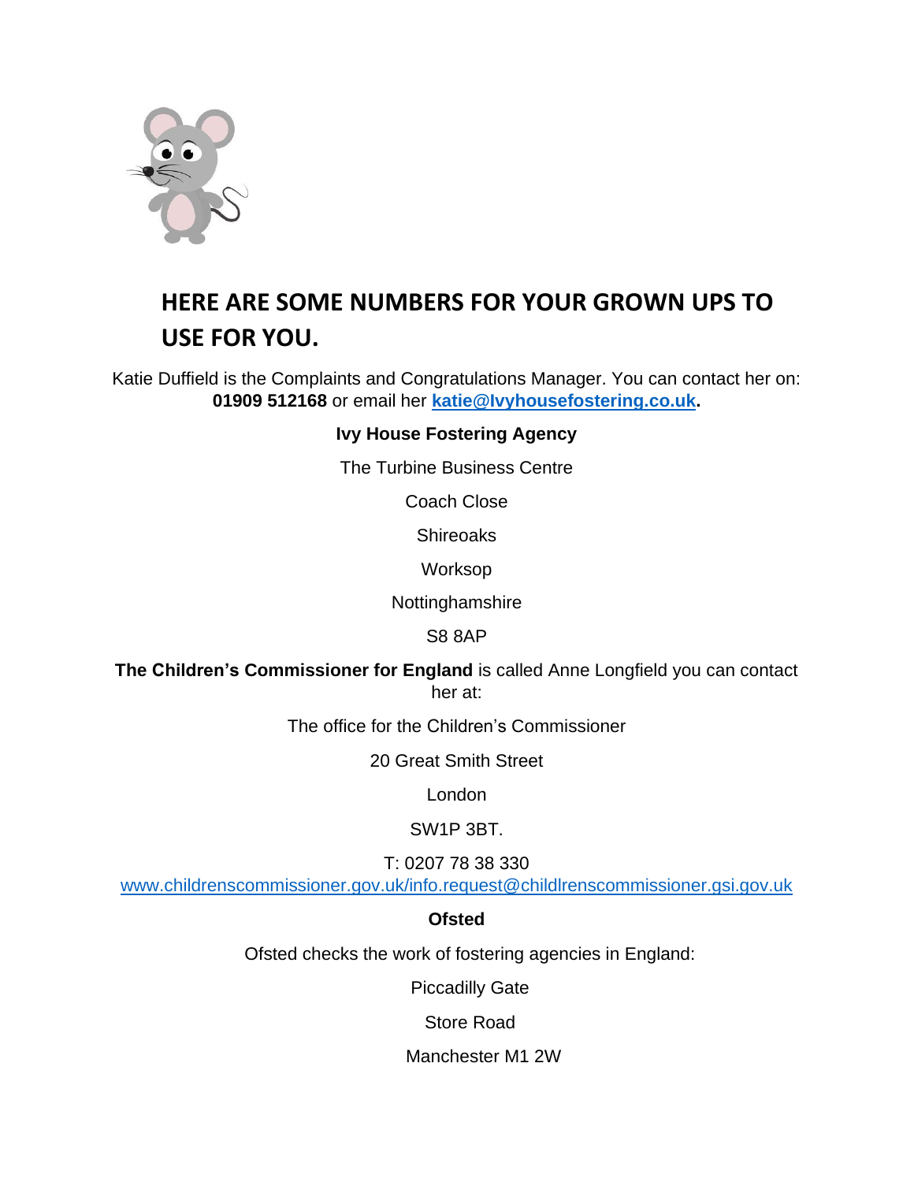## HERE ARE SOME NUMBERS FOR YOUR GROWN UPS TO USE FOR YOU.

Katie Duffield is the Complaints and Congratulations Manager. You can contact her on: **01909 512168** or email her **katie@Ivyhousefostering.co.uk.**

**Ivy House Fostering Agency**

The Turbine Business Centre

Coach Close

Shireoaks

Worksop

Nottinghamshire

S8 8AP

**The Children's Commissioner for England** is called Anne Longfield you can contact her at:

The office for the Children's Commissioner

20 Great Smith Street

London

SW1P 3BT.

T: 0207 78 38 330

www.childrenscommissioner.gov.uk/info.request@childlrenscommissioner.gsi.gov.uk

**Ofsted**

Ofsted checks the work of fostering agencies in England:

Piccadilly Gate

Store Road

Manchester M1 2W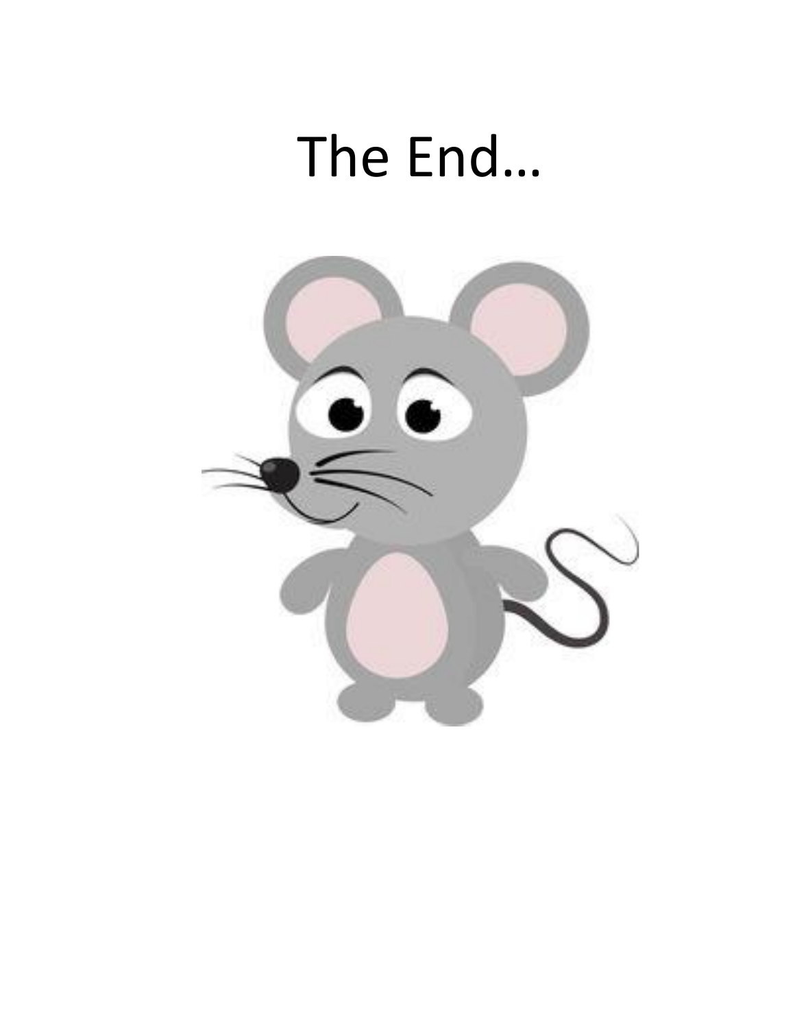The End…